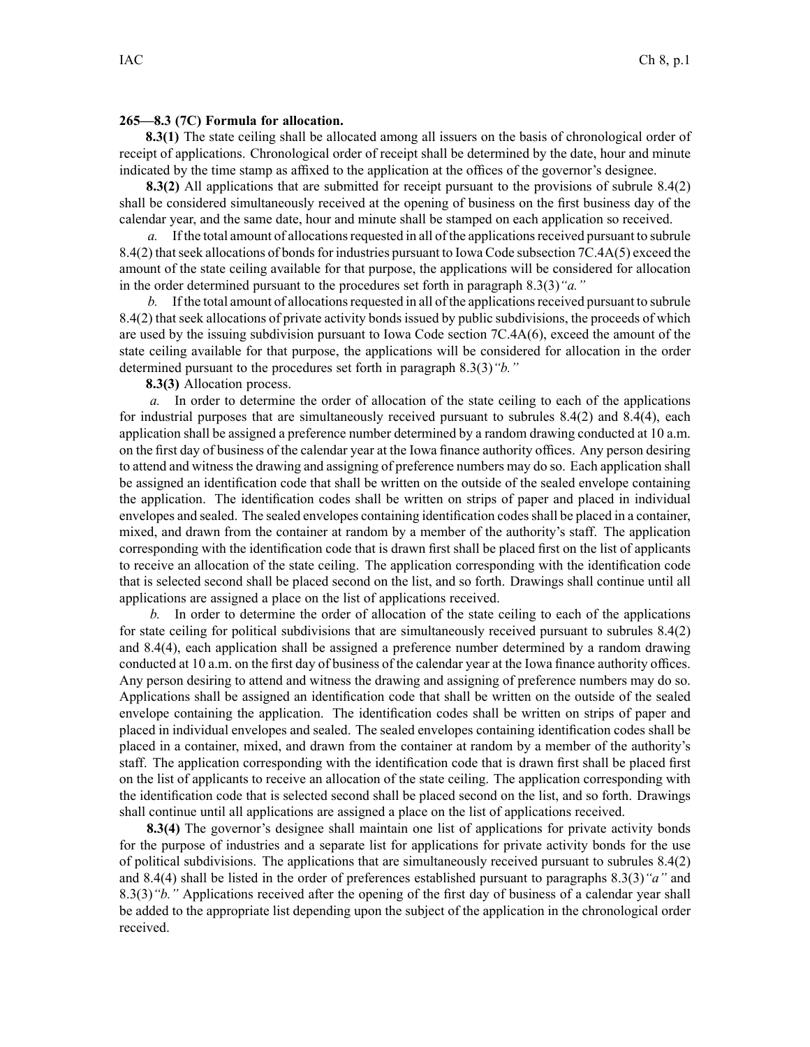**265—8.3 (7C) Formula for allocation.**

**8.3(1)** The state ceiling shall be allocated among all issuers on the basis of chronological order of receipt of applications. Chronological order of receipt shall be determined by the date, hour and minute indicated by the time stamp as affixed to the application at the offices of the governor's designee.

**8.3(2)** All applications that are submitted for receipt pursuant to the provisions of subrule 8.4(2) shall be considered simultaneously received at the opening of business on the first business day of the calendar year, and the same date, hour and minute shall be stamped on each application so received.

*a.* If the total amount of allocations requested in all of the applications received pursuant to subrule 8.4(2) that seek allocations of bonds for industries pursuant to Iowa Code subsection 7C.4A(5) exceed the amount of the state ceiling available for that purpose, the applications will be considered for allocation in the order determined pursuant to the procedures set forth in paragraph 8.3(3)*"a."*

*b.* If the total amount of allocations requested in all of the applications received pursuant to subrule 8.4(2) that seek allocations of private activity bonds issued by public subdivisions, the proceeds of which are used by the issuing subdivision pursuant to Iowa Code section 7C.4A(6), exceed the amount of the state ceiling available for that purpose, the applications will be considered for allocation in the order determined pursuant to the procedures set forth in paragraph 8.3(3)*"b."*

**8.3(3)** Allocation process.

*a.* In order to determine the order of allocation of the state ceiling to each of the applications for industrial purposes that are simultaneously received pursuant to subrules 8.4(2) and 8.4(4), each application shall be assigned a preference number determined by a random drawing conducted at 10 a.m. on the first day of business of the calendar year at the Iowa finance authority offices. Any person desiring to attend and witness the drawing and assigning of preference numbers may do so. Each application shall be assigned an identification code that shall be written on the outside of the sealed envelope containing the application. The identification codes shall be written on strips of paper and placed in individual envelopes and sealed. The sealed envelopes containing identification codes shall be placed in a container, mixed, and drawn from the container at random by a member of the authority's staff. The application corresponding with the identification code that is drawn first shall be placed first on the list of applicants to receive an allocation of the state ceiling. The application corresponding with the identification code that is selected second shall be placed second on the list, and so forth. Drawings shall continue until all applications are assigned a place on the list of applications received.

*b.* In order to determine the order of allocation of the state ceiling to each of the applications for state ceiling for political subdivisions that are simultaneously received pursuant to subrules 8.4(2) and 8.4(4), each application shall be assigned a preference number determined by a random drawing conducted at 10 a.m. on the first day of business of the calendar year at the Iowa finance authority offices. Any person desiring to attend and witness the drawing and assigning of preference numbers may do so. Applications shall be assigned an identification code that shall be written on the outside of the sealed envelope containing the application. The identification codes shall be written on strips of paper and placed in individual envelopes and sealed. The sealed envelopes containing identification codes shall be placed in a container, mixed, and drawn from the container at random by a member of the authority's staff. The application corresponding with the identification code that is drawn first shall be placed first on the list of applicants to receive an allocation of the state ceiling. The application corresponding with the identification code that is selected second shall be placed second on the list, and so forth. Drawings shall continue until all applications are assigned a place on the list of applications received.

**8.3(4)** The governor's designee shall maintain one list of applications for private activity bonds for the purpose of industries and a separate list for applications for private activity bonds for the use of political subdivisions. The applications that are simultaneously received pursuant to subrules 8.4(2) and 8.4(4) shall be listed in the order of preferences established pursuant to paragraphs 8.3(3)*"a"* and 8.3(3)*"b."* Applications received after the opening of the first day of business of a calendar year shall be added to the appropriate list depending upon the subject of the application in the chronological order received.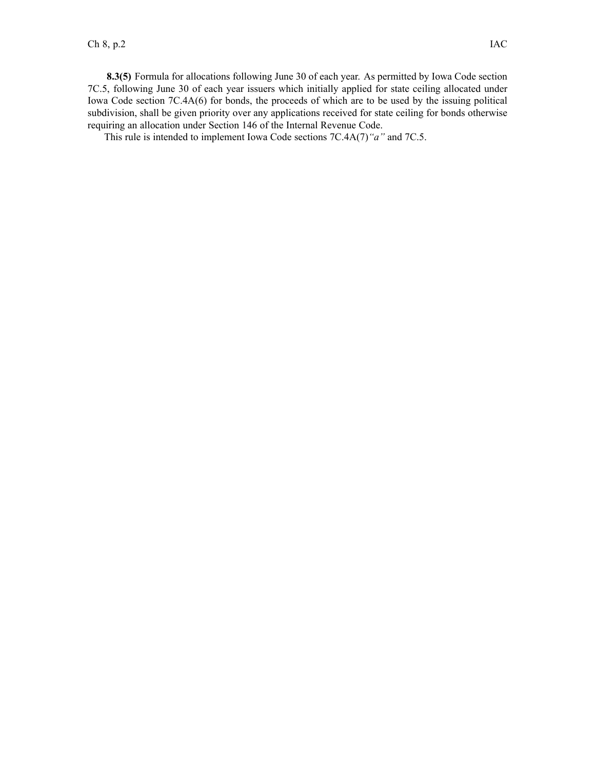**8.3(5)** Formula for allocations following June 30 of each year. As permitted by Iowa Code section 7C.5, following June 30 of each year issuers which initially applied for state ceiling allocated under Iowa Code section 7C.4A(6) for bonds, the proceeds of which are to be used by the issuing political subdivision, shall be given priority over any applications received for state ceiling for bonds otherwise requiring an allocation under Section 146 of the Internal Revenue Code.

This rule is intended to implement Iowa Code sections 7C.4A(7)*"a"* and 7C.5.